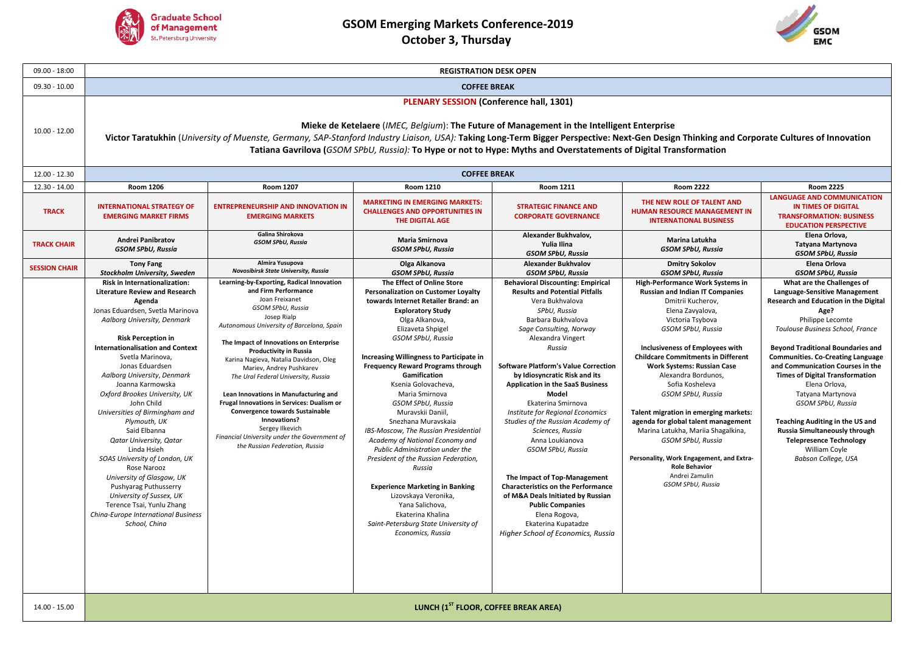# GSOM Emerging Markets Conference-2019

## October 3, Thursday

| Time | | | | | | |
|---|---|---|---|---|---|---|
| 09.00 - 18:00 | **REGISTRATION DESK OPEN** | | | | | |
| 09.30 - 10.00 | **COFFEE BREAK** | | | | | |
| 10.00 - 12.00 | **PLENARY SESSION (Conference hall, 1301)**<br><br>**Mieke de Ketelaere** (*IMEC, Belgium*): **The Future of Management in the Intelligent Enterprise**<br>**Victor Taratukhin** (*University of Muenste, Germany, SAP-Stanford Industry Liaison, USA):* **Taking Long-Term Bigger Perspective: Next-Gen Design Thinking and Corporate Cultures of Innovation**<br>**Tatiana Gavrilova (***GSOM SPbU, Russia):* **To Hype or not to Hype: Myths and Overstatements of Digital Transformation** | | | | | |
| 12.00 - 12.30 | **COFFEE BREAK** | | | | | |
| 12.30 - 14.00 | **Room 1206** | **Room 1207** | **Room 1210** | **Room 1211** | **Room 2222** | **Room 2225** |
| **TRACK** | **INTERNATIONAL STRATEGY OF EMERGING MARKET FIRMS** | **ENTREPRENEURSHIP AND INNOVATION IN EMERGING MARKETS** | **MARKETING IN EMERGING MARKETS: CHALLENGES AND OPPORTUNITIES IN THE DIGITAL AGE** | **STRATEGIC FINANCE AND CORPORATE GOVERNANCE** | **THE NEW ROLE OF TALENT AND HUMAN RESOURCE MANAGEMENT IN INTERNATIONAL BUSINESS** | **LANGUAGE AND COMMUNICATION IN TIMES OF DIGITAL TRANSFORMATION: BUSINESS EDUCATION PERSPECTIVE** |
| **TRACK CHAIR** | **Andrei Panibratov**<br>***GSOM SPbU, Russia*** | **Galina Shirokova**<br>***GSOM SPbU, Russia*** | **Maria Smirnova**<br>***GSOM SPbU, Russia*** | **Alexander Bukhvalov,**<br>**Yulia Ilina**<br>***GSOM SPbU, Russia*** | **Marina Latukha**<br>***GSOM SPbU, Russia*** | **Elena Orlova,**<br>**Tatyana Martynova**<br>***GSOM SPbU, Russia*** |
| **SESSION CHAIR** | **Tony Fang**<br>***Stockholm University, Sweden*** | **Almira Yusupova**<br>***Novosibirsk State University, Russia*** | **Olga Alkanova**<br>***GSOM SPbU, Russia*** | **Alexander Bukhvalov**<br>***GSOM SPbU, Russia*** | **Dmitry Sokolov**<br>***GSOM SPbU, Russia*** | **Elena Orlova**<br>***GSOM SPbU, Russia*** |
| | **Risk in Internationalization: Literature Review and Research Agenda**<br>Jonas Eduardsen, Svetla Marinova<br>*Aalborg University, Denmark*<br><br>**Risk Perception in Internationalisation and Context**<br>Svetla Marinova,<br>Jonas Eduardsen<br>*Aalborg University, Denmark*<br>Joanna Karmowska<br>*Oxford Brookes University, UK*<br>John Child<br>*Universities of Birmingham and Plymouth, UK*<br>Said Elbanna<br>*Qatar University, Qatar*<br>Linda Hsieh<br>*SOAS University of London, UK*<br>Rose Narooz<br>*University of Glasgow, UK*<br>Pushyarag Puthusserry<br>*University of Sussex, UK*<br>Terence Tsai, Yunlu Zhang<br>*China-Europe International Business School, China* | **Learning-by-Exporting, Radical Innovation and Firm Performance**<br>Joan Freixanet<br>*GSOM SPbU, Russia*<br>Josep Rialp<br>*Autonomous University of Barcelona, Spain*<br><br>**The Impact of Innovations on Enterprise Productivity in Russia**<br>Karina Nagieva, Natalia Davidson, Oleg Mariev, Andrey Pushkarev<br>*The Ural Federal University, Russia*<br><br>**Lean Innovations in Manufacturing and Frugal Innovations in Services: Dualism or Convergence towards Sustainable Innovations?**<br>Sergey Ilkevich<br>*Financial University under the Government of the Russian Federation, Russia* | **The Effect of Online Store Personalization on Customer Loyalty towards Internet Retailer Brand: an Exploratory Study**<br>Olga Alkanova,<br>Elizaveta Shpigel<br>*GSOM SPbU, Russia*<br><br>**Increasing Willingness to Participate in Frequency Reward Programs through Gamification**<br>Ksenia Golovacheva,<br>Maria Smirnova<br>*GSOM SPbU, Russia*<br>Muravskii Daniil,<br>Snezhana Muravskaia<br>*IBS-Moscow, The Russian Presidential Academy of National Economy and Public Administration under the President of the Russian Federation, Russia*<br><br>**Experience Marketing in Banking**<br>Lizovskaya Veronika,<br>Yana Salichova,<br>Ekaterina Khalina<br>*Saint-Petersburg State University of Economics, Russia* | **Behavioral Discounting: Empirical Results and Potential Pitfalls**<br>Vera Bukhvalova<br>*SPbU, Russia*<br>Barbara Bukhvalova<br>*Sage Consulting, Norway*<br>Alexandra Vingert<br>*Russia*<br><br>**Software Platform's Value Correction by Idiosyncratic Risk and its Application in the SaaS Business Model**<br>Ekaterina Smirnova<br>*Institute for Regional Economics Studies of the Russian Academy of Sciences, Russia*<br>Anna Loukianova<br>*GSOM SPbU, Russia*<br><br>**The Impact of Top-Management Characteristics on the Performance of M&A Deals Initiated by Russian Public Companies**<br>Elena Rogova,<br>Ekaterina Kupatadze<br>*Higher School of Economics, Russia* | **High-Performance Work Systems in Russian and Indian IT Companies**<br>Dmitrii Kucherov,<br>Elena Zavyalova,<br>Victoria Tsybova<br>*GSOM SPbU, Russia*<br><br>**Inclusiveness of Employees with Childcare Commitments in Different Work Systems: Russian Case**<br>Alexandra Bordunos,<br>Sofia Kosheleva<br>*GSOM SPbU, Russia*<br><br>**Talent migration in emerging markets: agenda for global talent management**<br>Marina Latukha, Mariia Shagalkina,<br>*GSOM SPbU, Russia*<br><br>**Personality, Work Engagement, and Extra-Role Behavior**<br>Andrei Zamulin<br>*GSOM SPbU, Russia* | **What are the Challenges of Language-Sensitive Management Research and Education in the Digital Age?**<br>Philippe Lecomte<br>*Toulouse Business School, France*<br><br>**Beyond Traditional Boundaries and Communities. Co-Creating Language and Communication Courses in the Times of Digital Transformation**<br>Elena Orlova,<br>Tatyana Martynova<br>*GSOM SPbU, Russia*<br><br>**Teaching Auditing in the US and Russia Simultaneously through Telepresence Technology**<br>William Coyle<br>*Babson College, USA* |
| 14.00 - 15.00 | **LUNCH (1ST FLOOR, COFFEE BREAK AREA)** | | | | | |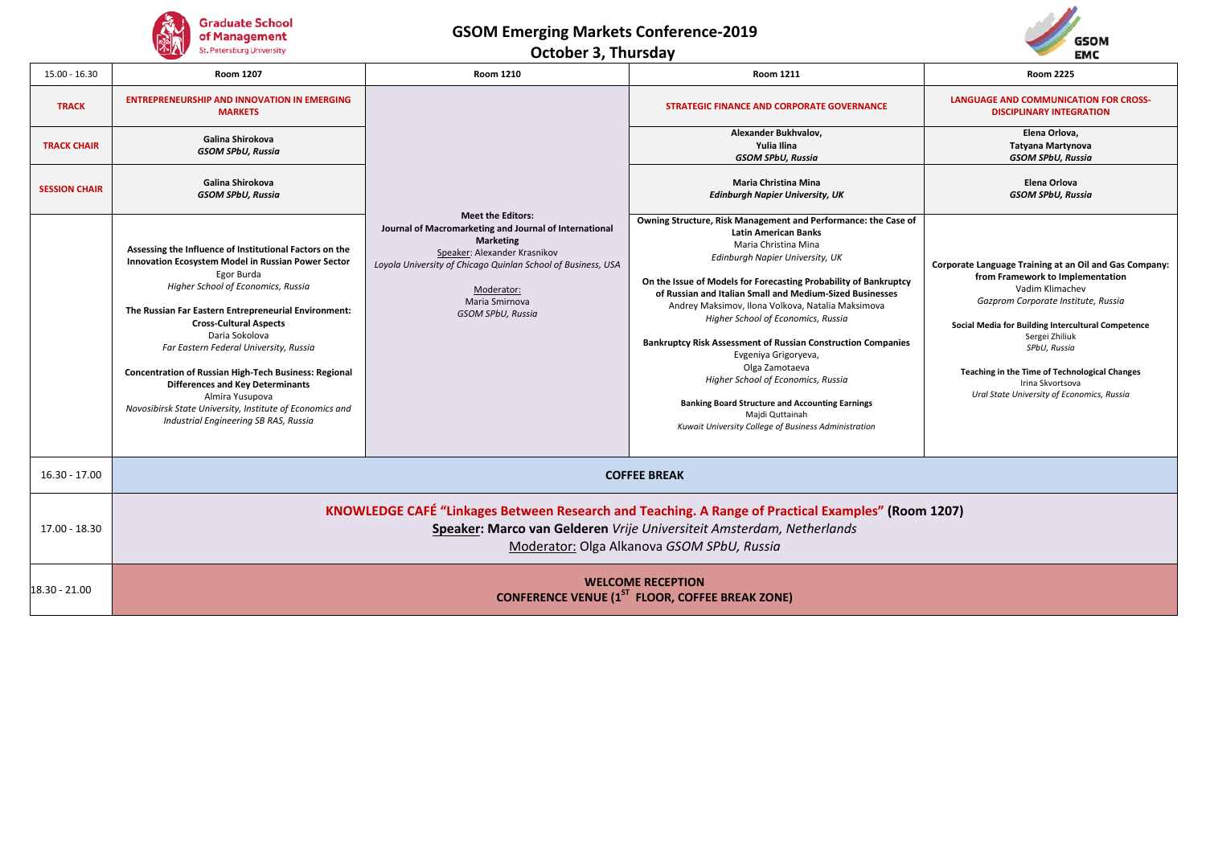# GSOM Emerging Markets Conference-2019

## October 3, Thursday

| 15.00 - 16.30 | Room 1207 | Room 1210 | Room 1211 | Room 2225 |
|---|---|---|---|---|
| **TRACK** | **ENTREPRENEURSHIP AND INNOVATION IN EMERGING MARKETS** | **Meet the Editors: Journal of Macromarketing and Journal of International Marketing**<br>Speaker: Alexander Krasnikov<br>*Loyola University of Chicago Quinlan School of Business, USA*<br><br>Moderator:<br>Maria Smirnova<br>*GSOM SPbU, Russia* | **STRATEGIC FINANCE AND CORPORATE GOVERNANCE** | **LANGUAGE AND COMMUNICATION FOR CROSS-DISCIPLINARY INTEGRATION** |
| **TRACK CHAIR** | **Galina Shirokova**<br>***GSOM SPbU, Russia*** | | **Alexander Bukhvalov,**<br>**Yulia Ilina**<br>***GSOM SPbU, Russia*** | **Elena Orlova,**<br>**Tatyana Martynova**<br>***GSOM SPbU, Russia*** |
| **SESSION CHAIR** | **Galina Shirokova**<br>***GSOM SPbU, Russia*** | | **Maria Christina Mina**<br>***Edinburgh Napier University, UK*** | **Elena Orlova**<br>***GSOM SPbU, Russia*** |
| | **Assessing the Influence of Institutional Factors on the Innovation Ecosystem Model in Russian Power Sector**<br>Egor Burda<br>*Higher School of Economics, Russia*<br><br>**The Russian Far Eastern Entrepreneurial Environment: Cross-Cultural Aspects**<br>Daria Sokolova<br>*Far Eastern Federal University, Russia*<br><br>**Concentration of Russian High-Tech Business: Regional Differences and Key Determinants**<br>Almira Yusupova<br>*Novosibirsk State University, Institute of Economics and Industrial Engineering SB RAS, Russia* | | **Owning Structure, Risk Management and Performance: the Case of Latin American Banks**<br>Maria Christina Mina<br>*Edinburgh Napier University, UK*<br><br>**On the Issue of Models for Forecasting Probability of Bankruptcy of Russian and Italian Small and Medium-Sized Businesses**<br>Andrey Maksimov, Ilona Volkova, Natalia Maksimova<br>*Higher School of Economics, Russia*<br><br>**Bankruptcy Risk Assessment of Russian Construction Companies**<br>Evgeniya Grigoryeva,<br>Olga Zamotaeva<br>*Higher School of Economics, Russia*<br><br>**Banking Board Structure and Accounting Earnings**<br>Majdi Quttainah<br>*Kuwait University College of Business Administration* | **Corporate Language Training at an Oil and Gas Company: from Framework to Implementation**<br>Vadim Klimachev<br>*Gazprom Corporate Institute, Russia*<br><br>**Social Media for Building Intercultural Competence**<br>Sergei Zhiliuk<br>*SPbU, Russia*<br><br>**Teaching in the Time of Technological Changes**<br>Irina Skvortsova<br>*Ural State University of Economics, Russia* |
| 16.30 - 17.00 | **COFFEE BREAK** | | | |
| 17.00 - 18.30 | **KNOWLEDGE CAFÉ "Linkages Between Research and Teaching. A Range of Practical Examples" (Room 1207)**<br>**Speaker: Marco van Gelderen** *Vrije Universiteit Amsterdam, Netherlands*<br>Moderator: Olga Alkanova *GSOM SPbU, Russia* | | | |
| 18.30 - 21.00 | **WELCOME RECEPTION**<br>**CONFERENCE VENUE (1ST FLOOR, COFFEE BREAK ZONE)** | | | |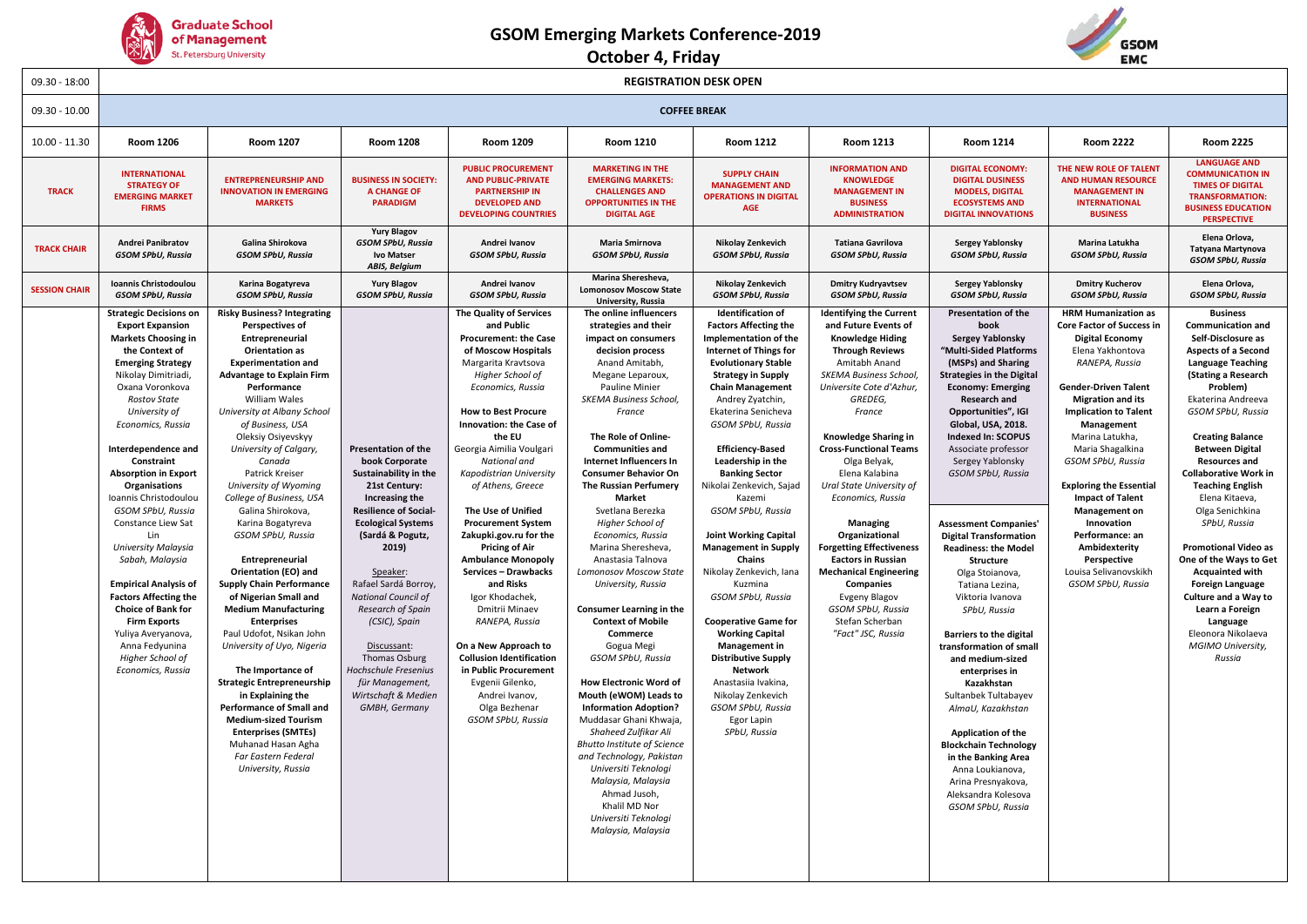# GSOM Emerging Markets Conference-2019

## October 4, Friday

| | | | | | | | | | | |
|---|---|---|---|---|---|---|---|---|---|---|
| 09.30 - 18:00 | **REGISTRATION DESK OPEN** | | | | | | | | | |
| 09.30 - 10.00 | **COFFEE BREAK** | | | | | | | | | |
| 10.00 - 11.30 | **Room 1206** | **Room 1207** | **Room 1208** | **Room 1209** | **Room 1210** | **Room 1212** | **Room 1213** | **Room 1214** | **Room 2222** | **Room 2225** |
| **TRACK** | **INTERNATIONAL STRATEGY OF EMERGING MARKET FIRMS** | **ENTREPRENEURSHIP AND INNOVATION IN EMERGING MARKETS** | **BUSINESS IN SOCIETY: A CHANGE OF PARADIGM** | **PUBLIC PROCUREMENT AND PUBLIC-PRIVATE PARTNERSHIP IN DEVELOPED AND DEVELOPING COUNTRIES** | **MARKETING IN THE EMERGING MARKETS: CHALLENGES AND OPPORTUNITIES IN THE DIGITAL AGE** | **SUPPLY CHAIN MANAGEMENT AND OPERATIONS IN DIGITAL AGE** | **INFORMATION AND KNOWLEDGE MANAGEMENT IN BUSINESS ADMINISTRATION** | **DIGITAL ECONOMY: DIGITAL DUSINESS MODELS, DIGITAL ECOSYSTEMS AND DIGITAL INNOVATIONS** | **THE NEW ROLE OF TALENT AND HUMAN RESOURCE MANAGEMENT IN INTERNATIONAL BUSINESS** | **LANGUAGE AND COMMUNICATION IN TIMES OF DIGITAL TRANSFORMATION: BUSINESS EDUCATION PERSPECTIVE** |
| **TRACK CHAIR** | **Andrei Panibratov** *GSOM SPbU, Russia* | **Galina Shirokova** *GSOM SPbU, Russia* | **Yury Blagov** *GSOM SPbU, Russia* **Ivo Matser** *ABIS, Belgium* | **Andrei Ivanov** *GSOM SPbU, Russia* | **Maria Smirnova** *GSOM SPbU, Russia* | **Nikolay Zenkevich** *GSOM SPbU, Russia* | **Tatiana Gavrilova** *GSOM SPbU, Russia* | **Sergey Yablonsky** *GSOM SPbU, Russia* | **Marina Latukha** *GSOM SPbU, Russia* | **Elena Orlova, Tatyana Martynova** *GSOM SPbU, Russia* |
| **SESSION CHAIR** | **Ioannis Christodoulou** *GSOM SPbU, Russia* | **Karina Bogatyreva** *GSOM SPbU, Russia* | **Yury Blagov** *GSOM SPbU, Russia* | **Andrei Ivanov** *GSOM SPbU, Russia* | **Marina Sheresheva, Lomonosov Moscow State University, Russia** | **Nikolay Zenkevich** *GSOM SPbU, Russia* | **Dmitry Kudryavtsev** *GSOM SPbU, Russia* | **Sergey Yablonsky** *GSOM SPbU, Russia* | **Dmitry Kucherov** *GSOM SPbU, Russia* | **Elena Orlova,** *GSOM SPbU, Russia* |
| | **Strategic Decisions on Export Expansion Markets Choosing in the Context of Emerging Strategy** Nikolay Dimitriadi, Oxana Voronkova *Rostov State University of Economics, Russia* **Interdependence and Constraint Absorption in Export Organisations** Ioannis Christodoulou *GSOM SPbU, Russia* Constance Liew Sat Lin *University Malaysia Sabah, Malaysia* **Empirical Analysis of Factors Affecting the Choice of Bank for Firm Exports** Yuliya Averyanova, Anna Fedyunina *Higher School of Economics, Russia* | **Risky Business? Integrating Perspectives of Entrepreneurial Orientation as Experimentation and Advantage to Explain Firm Performance** William Wales *University at Albany School of Business, USA* Oleksiy Osiyevskyy *University of Calgary, Canada* Patrick Kreiser *University of Wyoming College of Business, USA* Galina Shirokova, Karina Bogatyreva *GSOM SPbU, Russia* **Entrepreneurial Orientation (EO) and Supply Chain Performance of Nigerian Small and Medium Manufacturing Enterprises** Paul Udofot, Nsikan John *University of Uyo, Nigeria* **The Importance of Strategic Entrepreneurship in Explaining the Performance of Small and Medium-sized Tourism Enterprises (SMTEs)** Muhanad Hasan Agha *Far Eastern Federal University, Russia* | **Presentation of the book Corporate Sustainability in the 21st Century: Increasing the Resilience of Social-Ecological Systems (Sardá & Pogutz, 2019)** Speaker: Rafael Sardá Borroy, *National Council of Research of Spain (CSIC), Spain* Discussant: Thomas Osburg *Hochschule Fresenius für Management, Wirtschaft & Medien GMBH, Germany* | **The Quality of Services and Public Procurement: the Case of Moscow Hospitals** Margarita Kravtsova *Higher School of Economics, Russia* **How to Best Procure Innovation: the Case of the EU** Georgia Aimilia Voulgari *National and Kapodistrian University of Athens, Greece* **The Use of Unified Procurement System Zakupki.gov.ru for the Pricing of Air Ambulance Monopoly Services – Drawbacks and Risks** Igor Khodachek, Dmitrii Minaev *RANEPA, Russia* **On a New Approach to Collusion Identification in Public Procurement** Evgenii Gilenko, Andrei Ivanov, Olga Bezhenar *GSOM SPbU, Russia* | **The online influencers strategies and their impact on consumers decision process** Anand Amitabh, Megane Leparoux, Pauline Minier *SKEMA Business School, France* **The Role of Online-Communities and Internet Influencers In Consumer Behavior On The Russian Perfumery Market** Svetlana Berezka *Higher School of Economics, Russia* Marina Sheresheva, Anastasia Talnova *Lomonosov Moscow State University, Russia* **Consumer Learning in the Context of Mobile Commerce** Gogua Megi *GSOM SPbU, Russia* **How Electronic Word of Mouth (eWOM) Leads to Information Adoption?** Muddasar Ghani Khwaja, *Shaheed Zulfikar Ali Bhutto Institute of Science and Technology, Pakistan Universiti Teknologi Malaysia, Malaysia* Ahmad Jusoh, Khalil MD Nor *Universiti Teknologi Malaysia, Malaysia* | **Identification of Factors Affecting the Implementation of the Internet of Things for Evolutionary Stable Strategy in Supply Chain Management** Andrey Zyatchin, Ekaterina Senicheva *GSOM SPbU, Russia* **Efficiency-Based Leadership in the Banking Sector** Nikolai Zenkevich, Sajad Kazemi *GSOM SPbU, Russia* **Joint Working Capital Management in Supply Chains** Nikolay Zenkevich, Iana Kuzmina *GSOM SPbU, Russia* **Cooperative Game for Working Capital Management in Distributive Supply Network** Anastasiia Ivakina, Nikolay Zenkevich *GSOM SPbU, Russia* Egor Lapin *SPbU, Russia* | **Identifying the Current and Future Events of Knowledge Hiding Through Reviews** Amitabh Anand *SKEMA Business School, Universite Cote d'Azhur, GREDEG, France* **Knowledge Sharing in Cross-Functional Teams** Olga Belyak, Elena Kalabina *Ural State University of Economics, Russia* **Managing Organizational Forgetting Effectiveness Factors in Russian Mechanical Engineering Companies** Evgeny Blagov *GSOM SPbU, Russia* Stefan Scherban *"Fact" JSC, Russia* | **Presentation of the book Sergey Yablonsky "Multi-Sided Platforms (MSPs) and Sharing Strategies in the Digital Economy: Emerging Research and Opportunities", IGI Global, USA, 2018. Indexed In: SCOPUS** Associate professor Sergey Yablonsky *GSOM SPbU, Russia* **Assessment Companies' Digital Transformation Readiness: the Model Structure** Olga Stoianova, Tatiana Lezina, Viktoria Ivanova *SPbU, Russia* **Barriers to the digital transformation of small and medium-sized enterprises in Kazakhstan** Sultanbek Tultabayev *AlmaU, Kazakhstan* **Application of the Blockchain Technology in the Banking Area** Anna Loukianova, Arina Presnyakova, Aleksandra Kolesova *GSOM SPbU, Russia* | **HRM Humanization as Core Factor of Success in Digital Economy** Elena Yakhontova *RANEPA, Russia* **Gender-Driven Talent Migration and its Implication to Talent Management** Marina Latukha, Maria Shagalkina *GSOM SPbU, Russia* **Exploring the Essential Impact of Talent Management on Innovation Performance: an Ambidexterity Perspective** Louisa Selivanovskikh *GSOM SPbU, Russia* | **Business Communication and Self-Disclosure as Aspects of a Second Language Teaching (Stating a Research Problem)** Ekaterina Andreeva *GSOM SPbU, Russia* **Creating Balance Between Digital Resources and Collaborative Work in Teaching English** Elena Kitaeva, Olga Senichkina *SPbU, Russia* **Promotional Video as One of the Ways to Get Acquainted with Foreign Language Culture and a Way to Learn a Foreign Language** Eleonora Nikolaeva *MGIMO University, Russia* |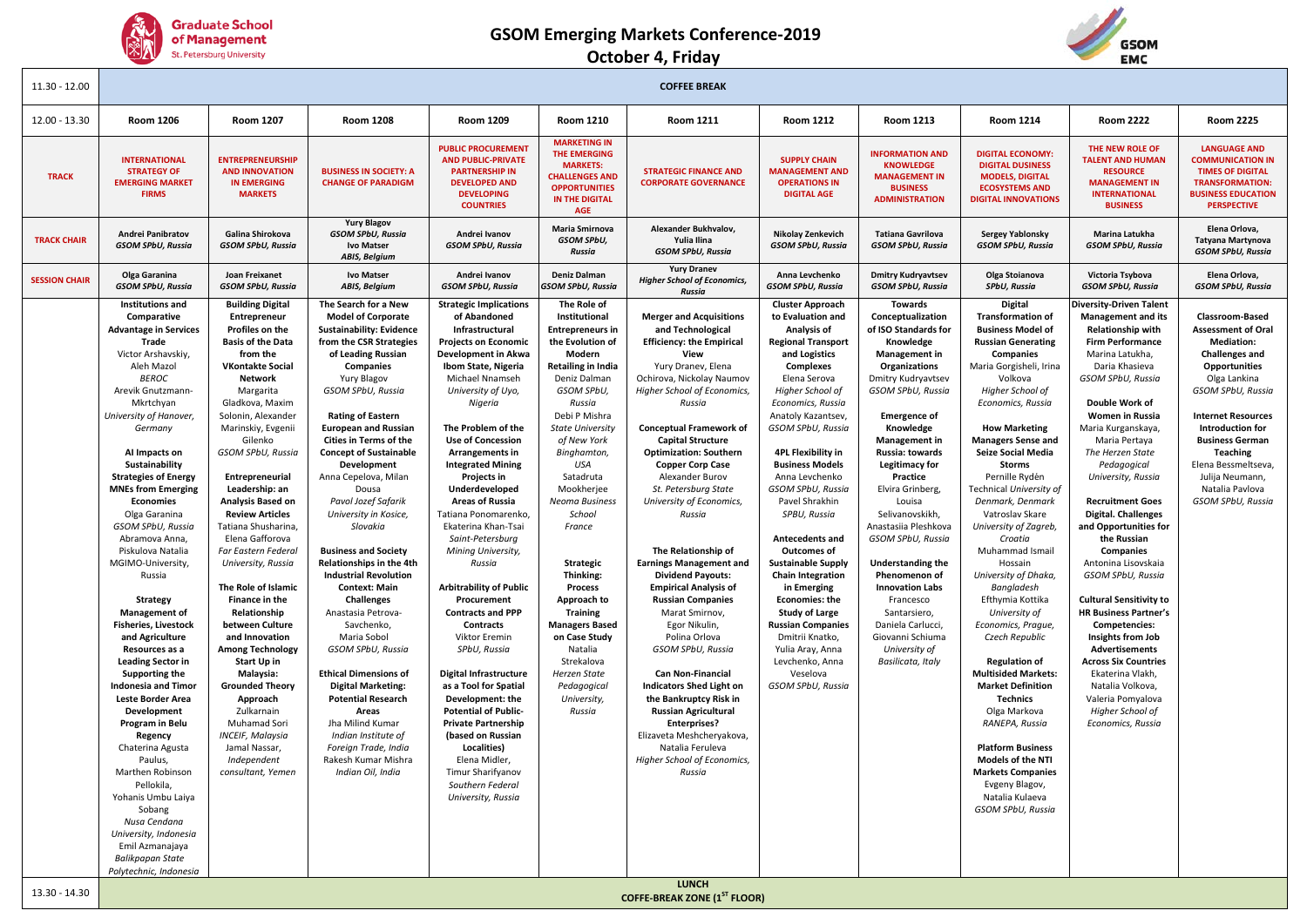# GSOM Emerging Markets Conference-2019

## October 4, Friday

| 11.30 - 12.00 | COFFEE BREAK | | | | | | | | | | |
|---|---|---|---|---|---|---|---|---|---|---|---|
| 12.00 - 13.30 | Room 1206 | Room 1207 | Room 1208 | Room 1209 | Room 1210 | Room 1211 | Room 1212 | Room 1213 | Room 1214 | Room 2222 | Room 2225 |
| TRACK | INTERNATIONAL STRATEGY OF EMERGING MARKET FIRMS | ENTREPRENEURSHIP AND INNOVATION IN EMERGING MARKETS | BUSINESS IN SOCIETY: A CHANGE OF PARADIGM | PUBLIC PROCUREMENT AND PUBLIC-PRIVATE PARTNERSHIP IN DEVELOPED AND DEVELOPING COUNTRIES | MARKETING IN THE EMERGING MARKETS: CHALLENGES AND OPPORTUNITIES IN THE DIGITAL AGE | STRATEGIC FINANCE AND CORPORATE GOVERNANCE | SUPPLY CHAIN MANAGEMENT AND OPERATIONS IN DIGITAL AGE | INFORMATION AND KNOWLEDGE MANAGEMENT IN BUSINESS ADMINISTRATION | DIGITAL ECONOMY: DIGITAL DUSINESS MODELS, DIGITAL ECOSYSTEMS AND DIGITAL INNOVATIONS | THE NEW ROLE OF TALENT AND HUMAN RESOURCE MANAGEMENT IN INTERNATIONAL BUSINESS | LANGUAGE AND COMMUNICATION IN TIMES OF DIGITAL TRANSFORMATION: BUSINESS EDUCATION PERSPECTIVE |
| TRACK CHAIR | Andrei Panibratov *GSOM SPbU, Russia* | Galina Shirokova *GSOM SPbU, Russia* | Yury Blagov *GSOM SPbU, Russia* Ivo Matser *ABIS, Belgium* | Andrei Ivanov *GSOM SPbU, Russia* | Maria Smirnova *GSOM SPbU, Russia* | Alexander Bukhvalov, Yulia Ilina *GSOM SPbU, Russia* | Nikolay Zenkevich *GSOM SPbU, Russia* | Tatiana Gavrilova *GSOM SPbU, Russia* | Sergey Yablonsky *GSOM SPbU, Russia* | Marina Latukha *GSOM SPbU, Russia* | Elena Orlova, Tatyana Martynova *GSOM SPbU, Russia* |
| SESSION CHAIR | Olga Garanina *GSOM SPbU, Russia* | Joan Freixanet *GSOM SPbU, Russia* | Ivo Matser *ABIS, Belgium* | Andrei Ivanov *GSOM SPbU, Russia* | Deniz Dalman *GSOM SPbU, Russia* | Yury Dranev *Higher School of Economics, Russia* | Anna Levchenko *GSOM SPbU, Russia* | Dmitry Kudryavtsev *GSOM SPbU, Russia* | Olga Stoianova *SPbU, Russia* | Victoria Tsybova *GSOM SPbU, Russia* | Elena Orlova, *GSOM SPbU, Russia* |
| | **Institutions and Comparative Advantage in Services Trade** Victor Arshavskiy, Aleh Mazol *BEROC* Arevik Gnutzmann-Mkrtchyan *University of Hanover, Germany* <br><br> **AI Impacts on Sustainability Strategies of Energy MNEs from Emerging Economies** Olga Garanina *GSOM SPbU, Russia* Abramova Anna, Piskulova Natalia MGIMO-University, Russia <br><br> **Strategy Management of Fisheries, Livestock and Agriculture Resources as a Leading Sector in Supporting the Indonesia and Timor Leste Border Area Development Program in Belu Regency** Chaterina Agusta Paulus, Marthen Robinson Pellokila, Yohanis Umbu Laiya Sobang *Nusa Cendana University, Indonesia* Emil Azmanajaya *Balikpapan State Polytechnic, Indonesia* | **Building Digital Entrepreneur Profiles on the Basis of the Data from the VKontakte Social Network** Margarita Gladkova, Maxim Solonin, Alexander Marinskiy, Evgenii Gilenko *GSOM SPbU, Russia* <br><br> **Entrepreneurial Leadership: an Analysis Based on Review Articles** Tatiana Shusharina, Elena Gafforova *Far Eastern Federal University, Russia* <br><br> **The Role of Islamic Finance in the Relationship between Culture and Innovation Among Technology Start Up in Malaysia: Grounded Theory Approach** Zulkarnain Muhamad Sori *INCEIF, Malaysia* Jamal Nassar, *Independent consultant, Yemen* | **The Search for a New Model of Corporate Sustainability: Evidence from the CSR Strategies of Leading Russian Companies** Yury Blagov *GSOM SPbU, Russia* <br><br> **Rating of Eastern European and Russian Cities in Terms of the Concept of Sustainable Development** Anna Cepelova, Milan Dousa *Pavol Jozef Safarik University in Kosice, Slovakia* <br><br> **Business and Society Relationships in the 4th Industrial Revolution Context: Main Challenges** Anastasia Petrova-Savchenko, Maria Sobol *GSOM SPbU, Russia* <br><br> **Ethical Dimensions of Digital Marketing: Potential Research Areas** Jha Milind Kumar *Indian Institute of Foreign Trade, India* Rakesh Kumar Mishra *Indian Oil, India* | **Strategic Implications of Abandoned Infrastructural Projects on Economic Development in Akwa Ibom State, Nigeria** Michael Nnamseh *University of Uyo, Nigeria* <br><br> **The Problem of the Use of Concession Arrangements in Integrated Mining Projects in Underdeveloped Areas of Russia** Tatiana Ponomarenko, Ekaterina Khan-Tsai *Saint-Petersburg Mining University, Russia* <br><br> **Arbitrability of Public Procurement Contracts and PPP Contracts** Viktor Eremin *SPbU, Russia* <br><br> **Digital Infrastructure as a Tool for Spatial Development: the Potential of Public-Private Partnership (based on Russian Localities)** Elena Midler, Timur Sharifyanov *Southern Federal University, Russia* | **The Role of Institutional Entrepreneurs in the Evolution of Modern Retailing in India** Deniz Dalman *GSOM SPbU, Russia* Debi P Mishra *State University of New York Binghamton, USA* Satadruta Mookherjee *Neoma Business School France* <br><br> **Strategic Thinking: Process Approach to Training Managers Based on Case Study** Natalia Strekalova *Herzen State Pedagogical University, Russia* | **Merger and Acquisitions and Technological Efficiency: the Empirical View** Yury Dranev, Elena Ochirova, Nickolay Naumov *Higher School of Economics, Russia* <br><br> **Conceptual Framework of Capital Structure Optimization: Southern Copper Corp Case** Alexander Burov *St. Petersburg State University of Economics, Russia* <br><br> **The Relationship of Earnings Management and Dividend Payouts: Empirical Analysis of Russian Companies** Marat Smirnov, Egor Nikulin, Polina Orlova *GSOM SPbU, Russia* <br><br> **Can Non-Financial Indicators Shed Light on the Bankruptcy Risk in Russian Agricultural Enterprises?** Elizaveta Meshcheryakova, Natalia Feruleva *Higher School of Economics, Russia* | **Cluster Approach to Evaluation and Analysis of Regional Transport and Logistics Complexes** Elena Serova *Higher School of Economics, Russia* Anatoly Kazantsev, *GSOM SPbU, Russia* <br><br> **4PL Flexibility in Business Models** Anna Levchenko *GSOM SPbU, Russia* Pavel Shrakhin *SPBU, Russia* <br><br> **Antecedents and Outcomes of Sustainable Supply Chain Integration in Emerging Economies: the Study of Large Russian Companies** Dmitrii Knatko, Yulia Aray, Anna Levchenko, Anna Veselova *GSOM SPbU, Russia* | **Towards Conceptualization of ISO Standards for Knowledge Management in Organizations** Dmitry Kudryavtsev *GSOM SPbU, Russia* <br><br> **Emergence of Knowledge Management in Russia: towards Legitimacy for Practice** Elvira Grinberg, Louisa Selivanovskikh, Anastasiia Pleshkova *GSOM SPbU, Russia* <br><br> **Understanding the Phenomenon of Innovation Labs** Francesco Santarsiero, Daniela Carlucci, Giovanni Schiuma *University of Basilicata, Italy* | **Digital Transformation of Business Model of Russian Generating Companies** Maria Gorgisheli, Irina Volkova *Higher School of Economics, Russia* <br><br> **How Marketing Managers Sense and Seize Social Media Storms** Pernille Rydén *Technical University of Denmark, Denmark* Vatroslav Skare *University of Zagreb, Croatia* Muhammad Ismail Hossain *University of Dhaka, Bangladesh* Efthymia Kottika *University of Economics, Prague, Czech Republic* <br><br> **Regulation of Multisided Markets: Market Definition Technics** Olga Markova *RANEPA, Russia* <br><br> **Platform Business Models of the NTI Markets Companies** Evgeny Blagov, Natalia Kulaeva *GSOM SPbU, Russia* | **Diversity-Driven Talent Management and its Relationship with Firm Performance** Marina Latukha, Daria Khasieva *GSOM SPbU, Russia* <br><br> **Double Work of Women in Russia** Maria Kurganskaya, Maria Pertaya *The Herzen State Pedagogical University, Russia* <br><br> **Recruitment Goes Digital. Challenges and Opportunities for the Russian Companies** Antonina Lisovskaia *GSOM SPbU, Russia* <br><br> **Cultural Sensitivity to HR Business Partner's Competencies: Insights from Job Advertisements Across Six Countries** Ekaterina Vlakh, Natalia Volkova, Valeria Pomyalova *Higher School of Economics, Russia* | **Classroom-Based Assessment of Oral Mediation: Challenges and Opportunities** Olga Lankina *GSOM SPbU, Russia* <br><br> **Internet Resources Introduction for Business German Teaching** Elena Bessmeltseva, Julija Neumann, Natalia Pavlova *GSOM SPbU, Russia* |
| 13.30 - 14.30 | LUNCH COFFE-BREAK ZONE (1ST FLOOR) | | | | | | | | | | |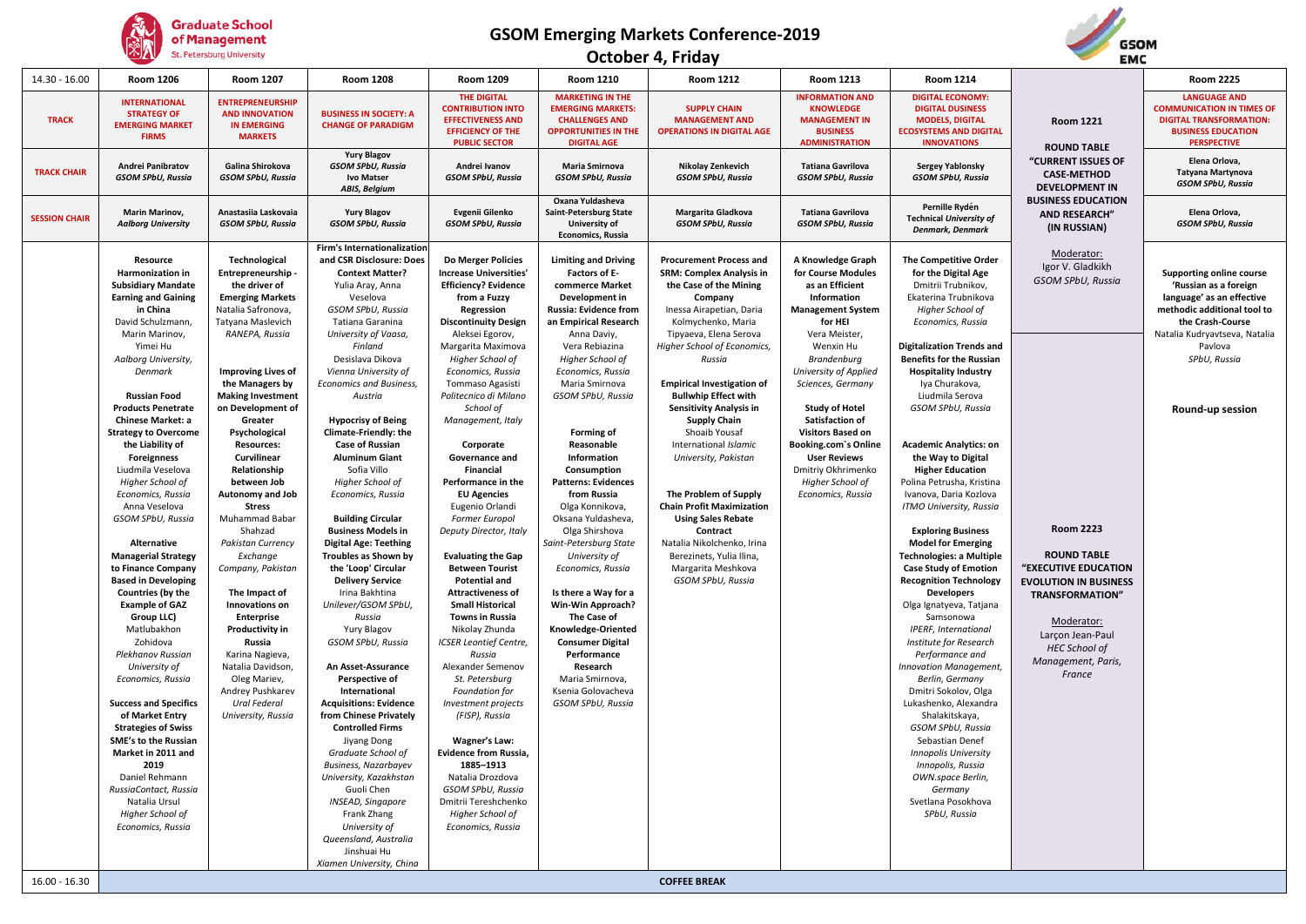# GSOM Emerging Markets Conference-2019

## October 4, Friday

| 14.30 - 16.00 | Room 1206 | Room 1207 | Room 1208 | Room 1209 | Room 1210 | Room 1212 | Room 1213 | Room 1214 | | Room 2225 |
|---|---|---|---|---|---|---|---|---|---|---|
| **TRACK** | **INTERNATIONAL STRATEGY OF EMERGING MARKET FIRMS** | **ENTREPRENEURSHIP AND INNOVATION IN EMERGING MARKETS** | **BUSINESS IN SOCIETY: A CHANGE OF PARADIGM** | **THE DIGITAL CONTRIBUTION INTO EFFECTIVENESS AND EFFICIENCY OF THE PUBLIC SECTOR** | **MARKETING IN THE EMERGING MARKETS: CHALLENGES AND OPPORTUNITIES IN THE DIGITAL AGE** | **SUPPLY CHAIN MANAGEMENT AND OPERATIONS IN DIGITAL AGE** | **INFORMATION AND KNOWLEDGE MANAGEMENT IN BUSINESS ADMINISTRATION** | **DIGITAL ECONOMY: DIGITAL DUSINESS MODELS, DIGITAL ECOSYSTEMS AND DIGITAL INNOVATIONS** | **Room 1221**<br><br>**ROUND TABLE "CURRENT ISSUES OF CASE-METHOD DEVELOPMENT IN BUSINESS EDUCATION AND RESEARCH" (IN RUSSIAN)** | **LANGUAGE AND COMMUNICATION IN TIMES OF DIGITAL TRANSFORMATION: BUSINESS EDUCATION PERSPECTIVE** |
| **TRACK CHAIR** | **Andrei Panibratov** *GSOM SPbU, Russia* | **Galina Shirokova** *GSOM SPbU, Russia* | **Yury Blagov** *GSOM SPbU, Russia* **Ivo Matser** *ABIS, Belgium* | **Andrei Ivanov** *GSOM SPbU, Russia* | **Maria Smirnova** *GSOM SPbU, Russia* | **Nikolay Zenkevich** *GSOM SPbU, Russia* | **Tatiana Gavrilova** *GSOM SPbU, Russia* | **Sergey Yablonsky** *GSOM SPbU, Russia* | | **Elena Orlova, Tatyana Martynova** *GSOM SPbU, Russia* |
| **SESSION CHAIR** | **Marin Marinov,** *Aalborg University* | **Anastasiia Laskovaia** *GSOM SPbU, Russia* | **Yury Blagov** *GSOM SPbU, Russia* | **Evgenii Gilenko** *GSOM SPbU, Russia* | **Oxana Yuldasheva** **Saint-Petersburg State University of Economics, Russia** | **Margarita Gladkova** *GSOM SPbU, Russia* | **Tatiana Gavrilova** *GSOM SPbU, Russia* | **Pernille Rydén** **Technical** *University of Denmark, Denmark* | | **Elena Orlova,** *GSOM SPbU, Russia* |
| | **Resource Harmonization in Subsidiary Mandate Earning and Gaining in China** David Schulzmann, Marin Marinov, Yimei Hu *Aalborg University, Denmark*<br><br>**Russian Food Products Penetrate Chinese Market: a Strategy to Overcome the Liability of Foreignness** Liudmila Veselova *Higher School of Economics, Russia* Anna Veselova *GSOM SPbU, Russia*<br><br>**Alternative Managerial Strategy to Finance Company Based in Developing Countries (by the Example of GAZ Group LLC)** Matlubakhon Zohidova *Plekhanov Russian University of Economics, Russia*<br><br>**Success and Specifics of Market Entry Strategies of Swiss SME's to the Russian Market in 2011 and 2019** Daniel Rehmann *RussiaContact, Russia* Natalia Ursul *Higher School of Economics, Russia* | **Technological Entrepreneurship - the driver of Emerging Markets** Natalia Safronova, Tatyana Maslevich *RANEPA, Russia*<br><br>**Improving Lives of the Managers by Making Investment on Development of Greater Psychological Resources: Curvilinear Relationship between Job Autonomy and Job Stress** Muhammad Babar Shahzad *Pakistan Currency Exchange Company, Pakistan*<br><br>**The Impact of Innovations on Enterprise Productivity in Russia** Karina Nagieva, Natalia Davidson, Oleg Mariev, Andrey Pushkarev *Ural Federal University, Russia* | **Firm's Internationalization and CSR Disclosure: Does Context Matter?** Yulia Aray, Anna Veselova *GSOM SPbU, Russia* Tatiana Garanina *University of Vaasa, Finland* Desislava Dikova *Vienna University of Economics and Business, Austria*<br><br>**Hypocrisy of Being Climate-Friendly: the Case of Russian Aluminum Giant** Sofia Villo *Higher School of Economics, Russia*<br><br>**Building Circular Business Models in Digital Age: Teething Troubles as Shown by the 'Loop' Circular Delivery Service** Irina Bakhtina *Unilever/GSOM SPbU, Russia* Yury Blagov *GSOM SPbU, Russia*<br><br>**An Asset-Assurance Perspective of International Acquisitions: Evidence from Chinese Privately Controlled Firms** Jiyang Dong *Graduate School of Business, Nazarbayev University, Kazakhstan* Guoli Chen *INSEAD, Singapore* Frank Zhang *University of Queensland, Australia* Jinshuai Hu *Xiamen University, China* | **Do Merger Policies Increase Universities' Efficiency? Evidence from a Fuzzy Regression Discontinuity Design** Aleksei Egorov, Margarita Maximova *Higher School of Economics, Russia* Tommaso Agasisti *Politecnico di Milano School of Management, Italy*<br><br>**Corporate Governance and Financial Performance in the EU Agencies** Eugenio Orlandi *Former Europol Deputy Director, Italy*<br><br>**Evaluating the Gap Between Tourist Potential and Attractiveness of Small Historical Towns in Russia** Nikolay Zhunda *ICSER Leontief Centre, Russia* Alexander Semenov *St. Petersburg Foundation for Investment projects (FISP), Russia*<br><br>**Wagner's Law: Evidence from Russia, 1885–1913** Natalia Drozdova *GSOM SPbU, Russia* Dmitrii Tereshchenko *Higher School of Economics, Russia* | **Limiting and Driving Factors of E-commerce Market Development in Russia: Evidence from an Empirical Research** Anna Daviy, Vera Rebiazina *Higher School of Economics, Russia* Maria Smirnova *GSOM SPbU, Russia*<br><br>**Forming of Reasonable Information Consumption Patterns: Evidences from Russia** Olga Konnikova, Oksana Yuldasheva, Olga Shirshova *Saint-Petersburg State University of Economics, Russia*<br><br>**Is there a Way for a Win-Win Approach? The Case of Knowledge-Oriented Consumer Digital Performance Research** Maria Smirnova, Ksenia Golovacheva *GSOM SPbU, Russia* | **Procurement Process and SRM: Complex Analysis in the Case of the Mining Company** Inessa Airapetian, Daria Kolmychenko, Maria Tipyaeva, Elena Serova *Higher School of Economics, Russia*<br><br>**Empirical Investigation of Bullwhip Effect with Sensitivity Analysis in Supply Chain** Shoaib Yousaf International *Islamic University, Pakistan*<br><br>**The Problem of Supply Chain Profit Maximization Using Sales Rebate Contract** Natalia Nikolchenko, Irina Berezinets, Yulia Ilina, Margarita Meshkova *GSOM SPbU, Russia* | **A Knowledge Graph for Course Modules as an Efficient Information Management System for HEI** Vera Meister, Wenxin Hu *Brandenburg University of Applied Sciences, Germany*<br><br>**Study of Hotel Satisfaction of Visitors Based on Booking.com`s Online User Reviews** Dmitriy Okhrimenko *Higher School of Economics, Russia* | **The Competitive Order for the Digital Age** Dmitrii Trubnikov, Ekaterina Trubnikova *Higher School of Economics, Russia*<br><br>**Digitalization Trends and Benefits for the Russian Hospitality Industry** Iya Churakova, Liudmila Serova *GSOM SPbU, Russia*<br><br>**Academic Analytics: on the Way to Digital Higher Education** Polina Petrusha, Kristina Ivanova, Daria Kozlova *ITMO University, Russia*<br><br>**Exploring Business Model for Emerging Technologies: a Multiple Case Study of Emotion Recognition Technology Developers** Olga Ignatyeva, Tatjana Samsonowa *IPERF, International Institute for Research Performance and Innovation Management, Berlin, Germany* Dmitri Sokolov, Olga Lukashenko, Alexandra Shalakitskaya, *GSOM SPbU, Russia* Sebastian Denef *Innopolis University Innopolis, Russia* *OWN.space Berlin, Germany* Svetlana Posokhova *SPbU, Russia* | Moderator: Igor V. Gladkikh *GSOM SPbU, Russia*<br><br>**Room 2223**<br><br>**ROUND TABLE "EXECUTIVE EDUCATION EVOLUTION IN BUSINESS TRANSFORMATION"**<br><br>Moderator: Larçon Jean-Paul *HEC School of Management, Paris, France* | **Supporting online course 'Russian as a foreign language' as an effective methodic additional tool to the Crash-Course** Natalia Kudryavtseva, Natalia Pavlova *SPbU, Russia*<br><br>**Round-up session** |
| 16.00 - 16.30 | **COFFEE BREAK** | | | | | | | | | |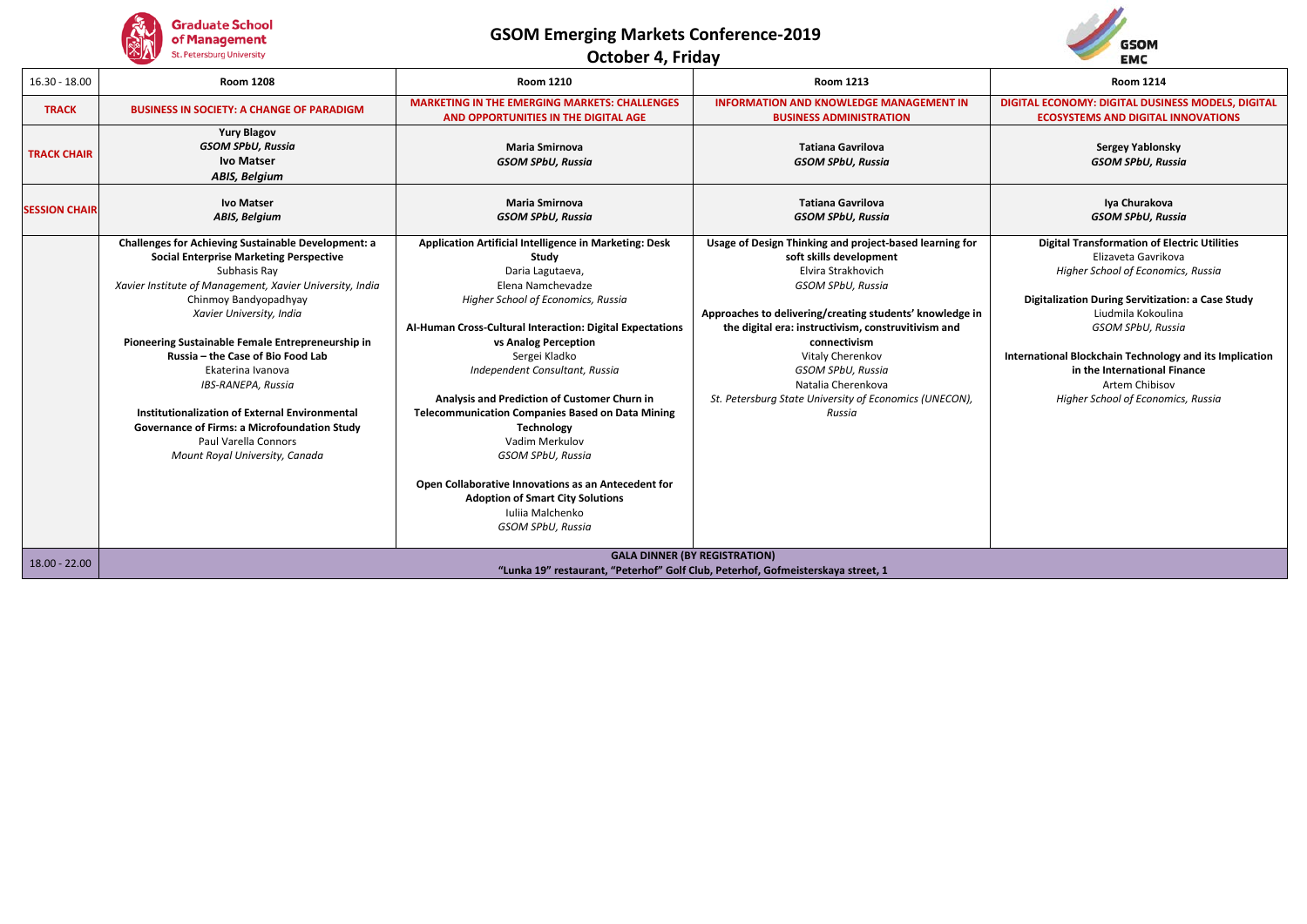# GSOM Emerging Markets Conference-2019

## October 4, Friday

| 16.30 - 18.00 | Room 1208 | Room 1210 | Room 1213 | Room 1214 |
|---|---|---|---|---|
| **TRACK** | **BUSINESS IN SOCIETY: A CHANGE OF PARADIGM** | **MARKETING IN THE EMERGING MARKETS: CHALLENGES AND OPPORTUNITIES IN THE DIGITAL AGE** | **INFORMATION AND KNOWLEDGE MANAGEMENT IN BUSINESS ADMINISTRATION** | **DIGITAL ECONOMY: DIGITAL DUSINESS MODELS, DIGITAL ECOSYSTEMS AND DIGITAL INNOVATIONS** |
| **TRACK CHAIR** | **Yury Blagov** *GSOM SPbU, Russia* **Ivo Matser** *ABIS, Belgium* | **Maria Smirnova** *GSOM SPbU, Russia* | **Tatiana Gavrilova** *GSOM SPbU, Russia* | **Sergey Yablonsky** *GSOM SPbU, Russia* |
| **SESSION CHAIR** | **Ivo Matser** *ABIS, Belgium* | **Maria Smirnova** *GSOM SPbU, Russia* | **Tatiana Gavrilova** *GSOM SPbU, Russia* | **Iya Churakova** *GSOM SPbU, Russia* |
| | **Challenges for Achieving Sustainable Development: a Social Enterprise Marketing Perspective** Subhasis Ray *Xavier Institute of Management, Xavier University, India* Chinmoy Bandyopadhyay *Xavier University, India* <br><br> **Pioneering Sustainable Female Entrepreneurship in Russia – the Case of Bio Food Lab** Ekaterina Ivanova *IBS-RANEPA, Russia* <br><br> **Institutionalization of External Environmental Governance of Firms: a Microfoundation Study** Paul Varella Connors *Mount Royal University, Canada* | **Application Artificial Intelligence in Marketing: Desk Study** Daria Lagutaeva, Elena Namchevadze *Higher School of Economics, Russia* <br><br> **AI-Human Cross-Cultural Interaction: Digital Expectations vs Analog Perception** Sergei Kladko *Independent Consultant, Russia* <br><br> **Analysis and Prediction of Customer Churn in Telecommunication Companies Based on Data Mining Technology** Vadim Merkulov *GSOM SPbU, Russia* <br><br> **Open Collaborative Innovations as an Antecedent for Adoption of Smart City Solutions** Iuliia Malchenko *GSOM SPbU, Russia* | **Usage of Design Thinking and project-based learning for soft skills development** Elvira Strakhovich *GSOM SPbU, Russia* <br><br> **Approaches to delivering/creating students' knowledge in the digital era: instructivism, construvitivism and connectivism** Vitaly Cherenkov *GSOM SPbU, Russia* Natalia Cherenkova *St. Petersburg State University of Economics (UNECON), Russia* | **Digital Transformation of Electric Utilities** Elizaveta Gavrikova *Higher School of Economics, Russia* <br><br> **Digitalization During Servitization: a Case Study** Liudmila Kokoulina *GSOM SPbU, Russia* <br><br> **International Blockchain Technology and its Implication in the International Finance** Artem Chibisov *Higher School of Economics, Russia* |
| 18.00 - 22.00 | **GALA DINNER (BY REGISTRATION)** **"Lunka 19" restaurant, "Peterhof" Golf Club, Peterhof, Gofmeisterskaya street, 1** | | | |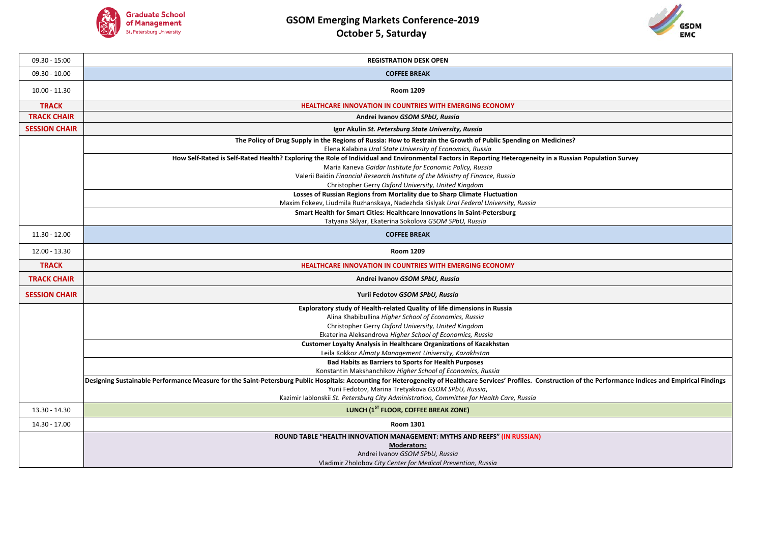# GSOM Emerging Markets Conference-2019
## October 5, Saturday

| | |
|---|---|
| 09.30 - 15:00 | **REGISTRATION DESK OPEN** |
| 09.30 - 10.00 | **COFFEE BREAK** |
| 10.00 - 11.30 | **Room 1209** |
| **TRACK** | **HEALTHCARE INNOVATION IN COUNTRIES WITH EMERGING ECONOMY** |
| **TRACK CHAIR** | **Andrei Ivanov** ***GSOM SPbU, Russia*** |
| **SESSION CHAIR** | **Igor Akulin** ***St. Petersburg State University, Russia*** |
| | **The Policy of Drug Supply in the Regions of Russia: How to Restrain the Growth of Public Spending on Medicines?**<br>Elena Kalabina *Ural State University of Economics, Russia* |
| | **How Self-Rated is Self-Rated Health? Exploring the Role of Individual and Environmental Factors in Reporting Heterogeneity in a Russian Population Survey**<br>Maria Kaneva *Gaidar Institute for Economic Policy, Russia*<br>Valerii Baidin *Financial Research Institute of the Ministry of Finance, Russia*<br>Christopher Gerry *Oxford University, United Kingdom* |
| | **Losses of Russian Regions from Mortality due to Sharp Climate Fluctuation**<br>Maxim Fokeev, Liudmila Ruzhanskaya, Nadezhda Kislyak *Ural Federal University, Russia* |
| | **Smart Health for Smart Cities: Healthcare Innovations in Saint-Petersburg**<br>Tatyana Sklyar, Ekaterina Sokolova *GSOM SPbU, Russia* |
| 11.30 - 12.00 | **COFFEE BREAK** |
| 12.00 - 13.30 | **Room 1209** |
| **TRACK** | **HEALTHCARE INNOVATION IN COUNTRIES WITH EMERGING ECONOMY** |
| **TRACK CHAIR** | **Andrei Ivanov** ***GSOM SPbU, Russia*** |
| **SESSION CHAIR** | **Yurii Fedotov** ***GSOM SPbU, Russia*** |
| | **Exploratory study of Health-related Quality of life dimensions in Russia**<br>Alina Khabibullina *Higher School of Economics, Russia*<br>Christopher Gerry *Oxford University, United Kingdom*<br>Ekaterina Aleksandrova *Higher School of Economics, Russia* |
| | **Customer Loyalty Analysis in Healthcare Organizations of Kazakhstan**<br>Leila Kokkoz *Almaty Management University, Kazakhstan* |
| | **Bad Habits as Barriers to Sports for Health Purposes**<br>Konstantin Makshanchikov *Higher School of Economics, Russia* |
| | **Designing Sustainable Performance Measure for the Saint-Petersburg Public Hospitals: Accounting for Heterogeneity of Healthcare Services' Profiles. Construction of the Performance Indices and Empirical Findings**<br>Yurii Fedotov, Marina Tretyakova *GSOM SPbU, Russia*,<br>Kazimir Iablonskii *St. Petersburg City Administration, Committee for Health Care, Russia* |
| 13.30 - 14.30 | **LUNCH (1ST FLOOR, COFFEE BREAK ZONE)** |
| 14.30 - 17.00 | **Room 1301** |
| | **ROUND TABLE "HEALTH INNOVATION MANAGEMENT: MYTHS AND REEFS" (IN RUSSIAN)**<br>**Moderators:**<br>Andrei Ivanov *GSOM SPbU, Russia*<br>Vladimir Zholobov *City Center for Medical Prevention, Russia* |